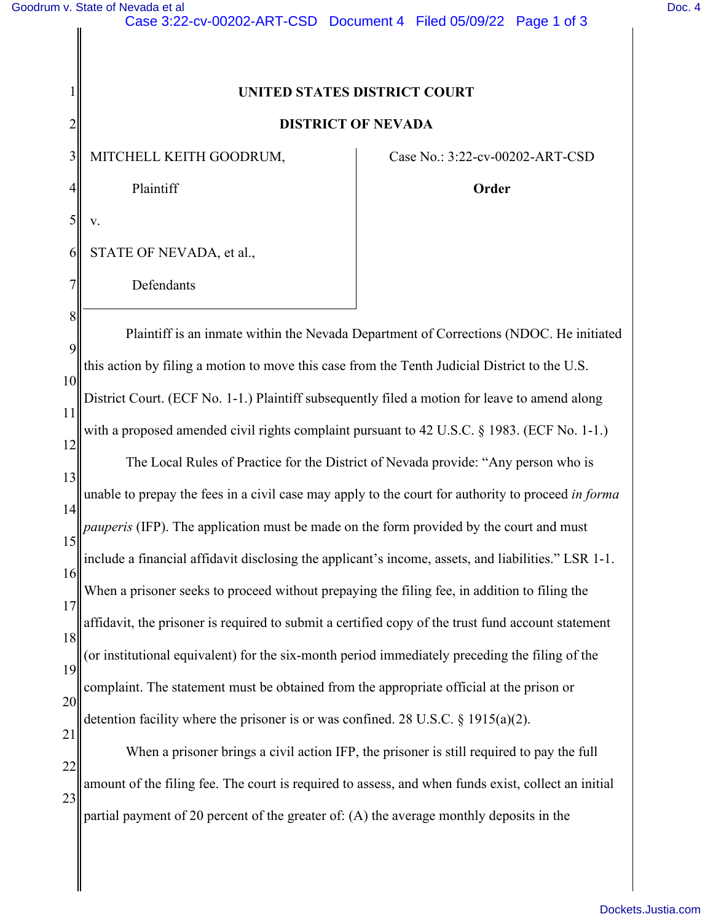**UNITED STATES DISTRICT COURT**

**DISTRICT OF NEVADA**

MITCHELL KEITH GOODRUM,

Plaintiff

v.

STATE OF NEVADA, et al.,

Defendants

Case No.: 3:22-cv-00202-ART-CSD

**Order**

Plaintiff is an inmate within the Nevada Department of Corrections (NDOC. He initiated this action by filing a motion to move this case from the Tenth Judicial District to the U.S. District Court. (ECF No. 1-1.) Plaintiff subsequently filed a motion for leave to amend along with a proposed amended civil rights complaint pursuant to 42 U.S.C. § 1983. (ECF No. 1-1.)

The Local Rules of Practice for the District of Nevada provide: "Any person who is unable to prepay the fees in a civil case may apply to the court for authority to proceed *in forma pauperis* (IFP). The application must be made on the form provided by the court and must include a financial affidavit disclosing the applicant's income, assets, and liabilities." LSR 1-1. When a prisoner seeks to proceed without prepaying the filing fee, in addition to filing the affidavit, the prisoner is required to submit a certified copy of the trust fund account statement (or institutional equivalent) for the six-month period immediately preceding the filing of the complaint. The statement must be obtained from the appropriate official at the prison or detention facility where the prisoner is or was confined. 28 U.S.C. § 1915(a)(2).

When a prisoner brings a civil action IFP, the prisoner is still required to pay the full amount of the filing fee. The court is required to assess, and when funds exist, collect an initial partial payment of 20 percent of the greater of: (A) the average monthly deposits in the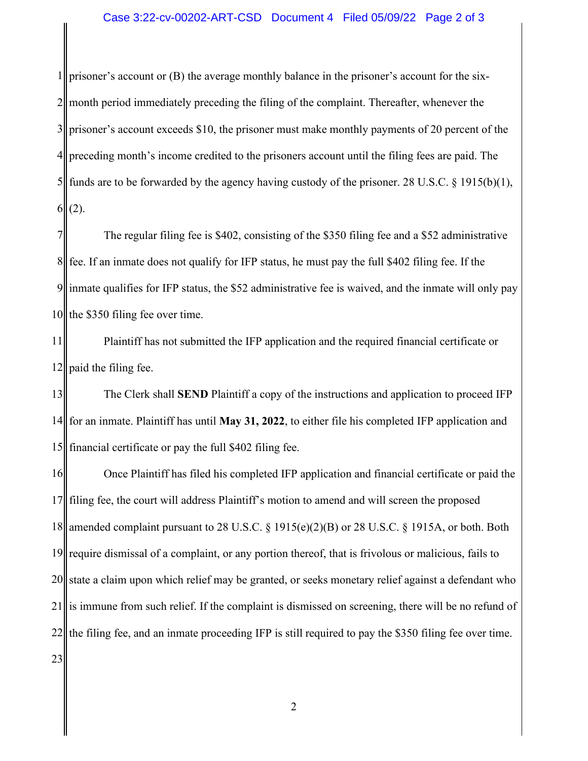prisoner's account or (B) the average monthly balance in the prisoner's account for the six-month period immediately preceding the filing of the complaint. Thereafter, whenever the prisoner's account exceeds $10, the prisoner must make monthly payments of 20 percent of the preceding month's income credited to the prisoners account until the filing fees are paid. The funds are to be forwarded by the agency having custody of the prisoner. 28 U.S.C. § 1915(b)(1), (2).

The regular filing fee is $402, consisting of the $350 filing fee and a $52 administrative fee. If an inmate does not qualify for IFP status, he must pay the full $402 filing fee. If the inmate qualifies for IFP status, the $52 administrative fee is waived, and the inmate will only pay the $350 filing fee over time.

Plaintiff has not submitted the IFP application and the required financial certificate or paid the filing fee.

The Clerk shall **SEND** Plaintiff a copy of the instructions and application to proceed IFP for an inmate. Plaintiff has until **May 31, 2022**, to either file his completed IFP application and financial certificate or pay the full $402 filing fee.

Once Plaintiff has filed his completed IFP application and financial certificate or paid the filing fee, the court will address Plaintiff's motion to amend and will screen the proposed amended complaint pursuant to 28 U.S.C. § 1915(e)(2)(B) or 28 U.S.C. § 1915A, or both. Both require dismissal of a complaint, or any portion thereof, that is frivolous or malicious, fails to state a claim upon which relief may be granted, or seeks monetary relief against a defendant who is immune from such relief. If the complaint is dismissed on screening, there will be no refund of the filing fee, and an inmate proceeding IFP is still required to pay the $350 filing fee over time.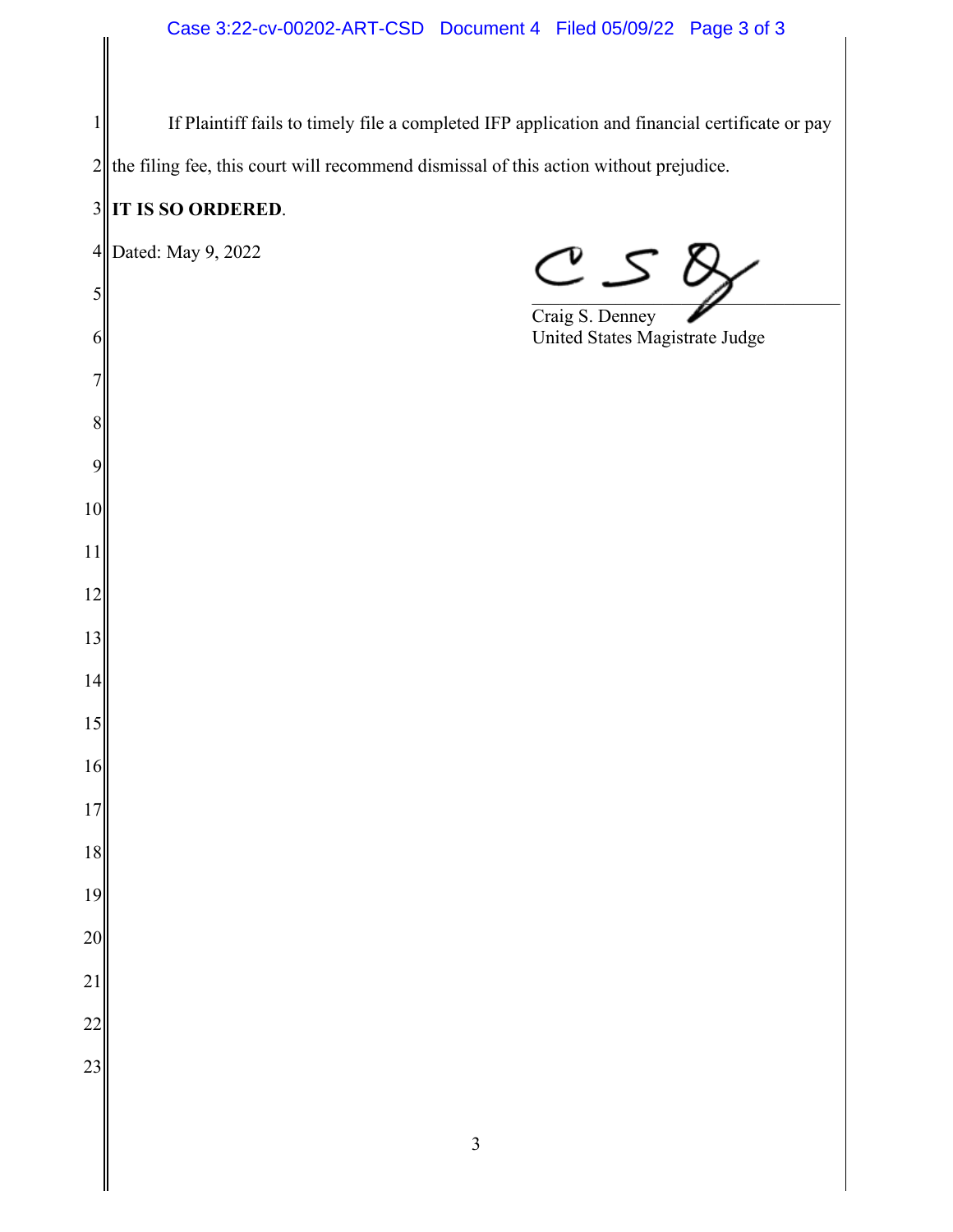If Plaintiff fails to timely file a completed IFP application and financial certificate or pay the filing fee, this court will recommend dismissal of this action without prejudice.

**IT IS SO ORDERED**.

Dated: May 9, 2022

Craig S. Denney
United States Magistrate Judge